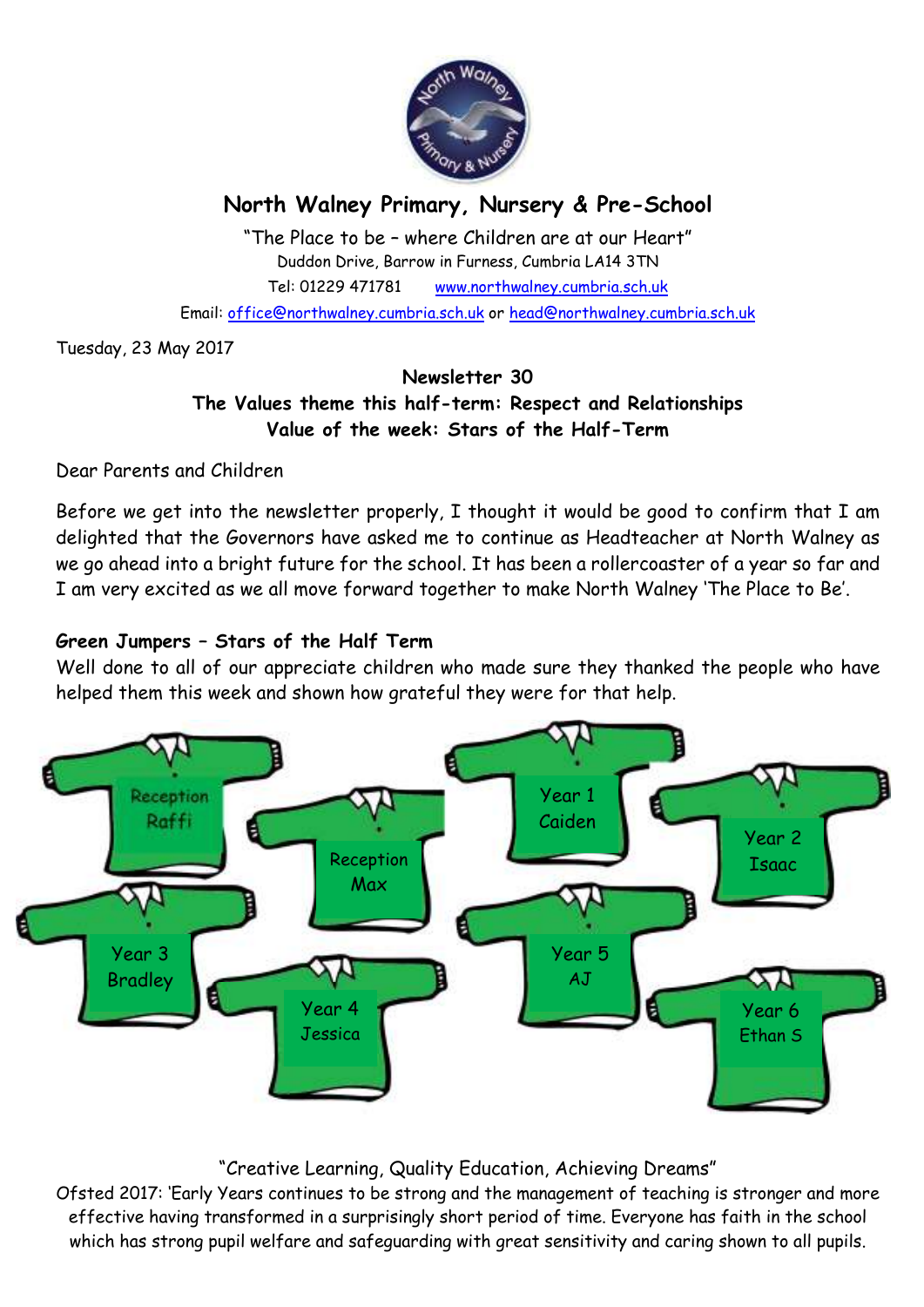# North Walney Primary, Nursery & Pre-School

"The Place to be – where Children are at our Heart"
Duddon Drive, Barrow in Furness, Cumbria LA14 3TN
Tel: 01229 471781 www.northwalney.cumbria.sch.uk
Email: office@northwalney.cumbria.sch.uk or head@northwalney.cumbria.sch.uk

Tuesday, 23 May 2017

**Newsletter 30**
**The Values theme this half-term: Respect and Relationships**
**Value of the week: Stars of the Half-Term**

Dear Parents and Children

Before we get into the newsletter properly, I thought it would be good to confirm that I am delighted that the Governors have asked me to continue as Headteacher at North Walney as we go ahead into a bright future for the school. It has been a rollercoaster of a year so far and I am very excited as we all move forward together to make North Walney 'The Place to Be'.

**Green Jumpers – Stars of the Half Term**
Well done to all of our appreciate children who made sure they thanked the people who have helped them this week and shown how grateful they were for that help.

- Reception Raffi
- Reception Max
- Year 1 Caiden
- Year 2 Isaac
- Year 3 Bradley
- Year 4 Jessica
- Year 5 AJ
- Year 6 Ethan S

"Creative Learning, Quality Education, Achieving Dreams"
Ofsted 2017: 'Early Years continues to be strong and the management of teaching is stronger and more effective having transformed in a surprisingly short period of time. Everyone has faith in the school which has strong pupil welfare and safeguarding with great sensitivity and caring shown to all pupils.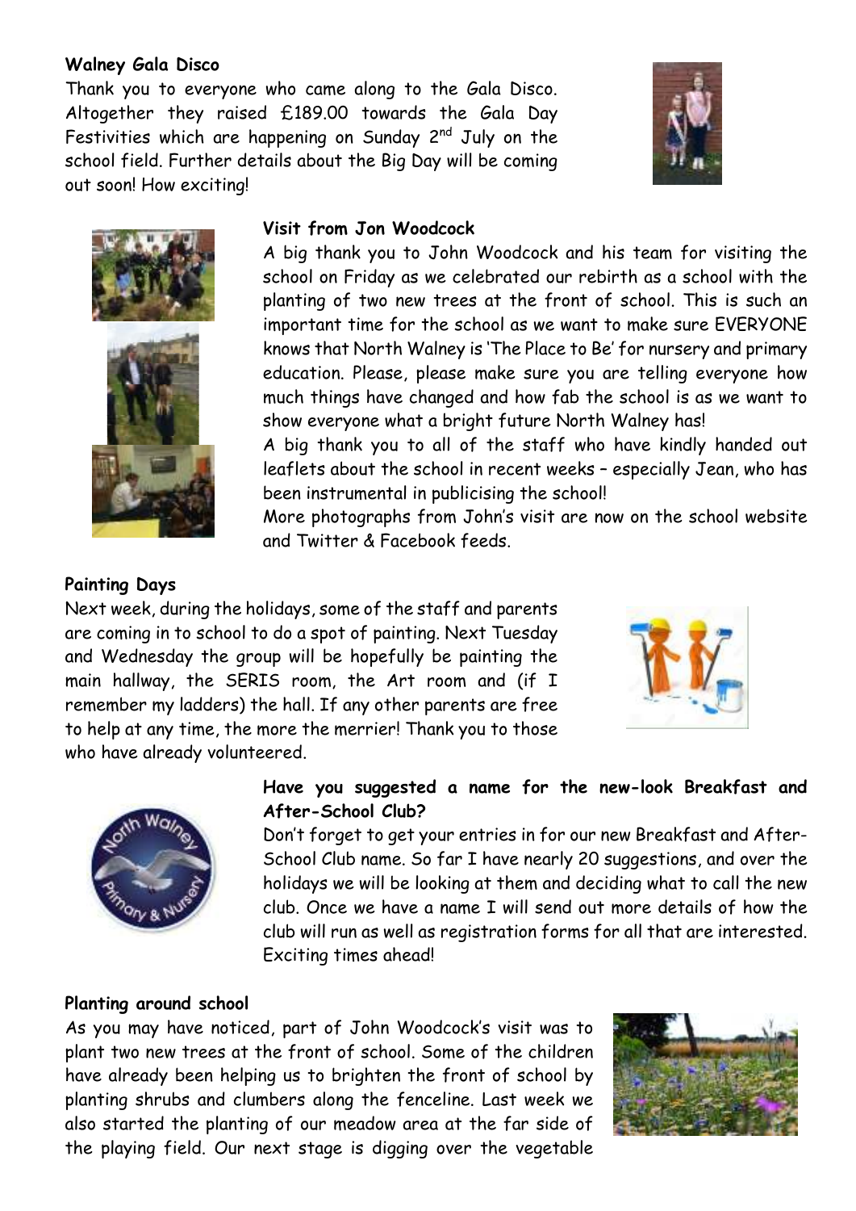**Walney Gala Disco**

Thank you to everyone who came along to the Gala Disco. Altogether they raised £189.00 towards the Gala Day Festivities which are happening on Sunday 2nd July on the school field. Further details about the Big Day will be coming out soon! How exciting!

**Visit from Jon Woodcock**

A big thank you to John Woodcock and his team for visiting the school on Friday as we celebrated our rebirth as a school with the planting of two new trees at the front of school. This is such an important time for the school as we want to make sure EVERYONE knows that North Walney is 'The Place to Be' for nursery and primary education. Please, please make sure you are telling everyone how much things have changed and how fab the school is as we want to show everyone what a bright future North Walney has!

A big thank you to all of the staff who have kindly handed out leaflets about the school in recent weeks – especially Jean, who has been instrumental in publicising the school!

More photographs from John's visit are now on the school website and Twitter & Facebook feeds.

**Painting Days**

Next week, during the holidays, some of the staff and parents are coming in to school to do a spot of painting. Next Tuesday and Wednesday the group will be hopefully be painting the main hallway, the SERIS room, the Art room and (if I remember my ladders) the hall. If any other parents are free to help at any time, the more the merrier! Thank you to those who have already volunteered.

**Have you suggested a name for the new-look Breakfast and After-School Club?**

Don't forget to get your entries in for our new Breakfast and After-School Club name. So far I have nearly 20 suggestions, and over the holidays we will be looking at them and deciding what to call the new club. Once we have a name I will send out more details of how the club will run as well as registration forms for all that are interested. Exciting times ahead!

**Planting around school**

As you may have noticed, part of John Woodcock's visit was to plant two new trees at the front of school. Some of the children have already been helping us to brighten the front of school by planting shrubs and clumbers along the fenceline. Last week we also started the planting of our meadow area at the far side of the playing field. Our next stage is digging over the vegetable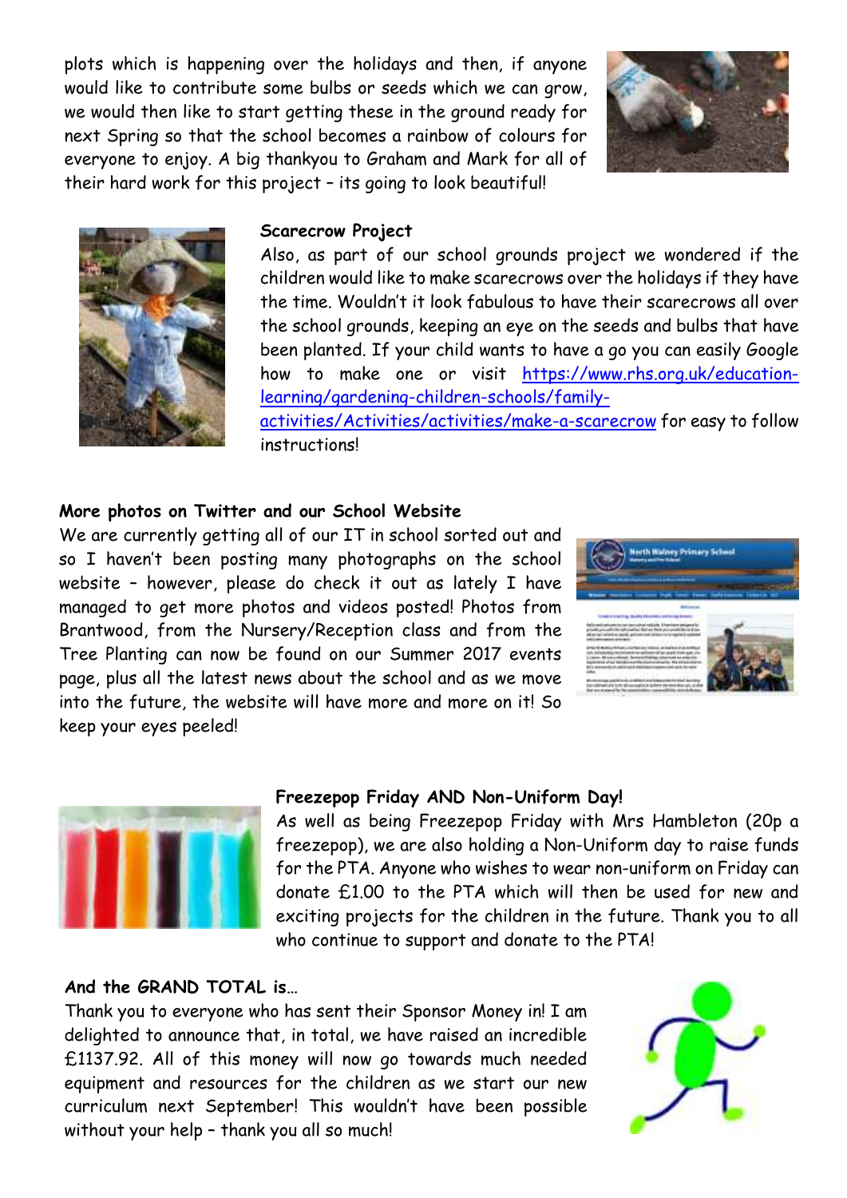plots which is happening over the holidays and then, if anyone would like to contribute some bulbs or seeds which we can grow, we would then like to start getting these in the ground ready for next Spring so that the school becomes a rainbow of colours for everyone to enjoy. A big thankyou to Graham and Mark for all of their hard work for this project – its going to look beautiful!

**Scarecrow Project**

Also, as part of our school grounds project we wondered if the children would like to make scarecrows over the holidays if they have the time. Wouldn't it look fabulous to have their scarecrows all over the school grounds, keeping an eye on the seeds and bulbs that have been planted. If your child wants to have a go you can easily Google how to make one or visit [https://www.rhs.org.uk/education-learning/gardening-children-schools/family-activities/Activities/activities/make-a-scarecrow](https://www.rhs.org.uk/education-learning/gardening-children-schools/family-activities/Activities/activities/make-a-scarecrow) for easy to follow instructions!

**More photos on Twitter and our School Website**

We are currently getting all of our IT in school sorted out and so I haven't been posting many photographs on the school website – however, please do check it out as lately I have managed to get more photos and videos posted! Photos from Brantwood, from the Nursery/Reception class and from the Tree Planting can now be found on our Summer 2017 events page, plus all the latest news about the school and as we move into the future, the website will have more and more on it! So keep your eyes peeled!

**Freezepop Friday AND Non-Uniform Day!**

As well as being Freezepop Friday with Mrs Hambleton (20p a freezepop), we are also holding a Non-Uniform day to raise funds for the PTA. Anyone who wishes to wear non-uniform on Friday can donate £1.00 to the PTA which will then be used for new and exciting projects for the children in the future. Thank you to all who continue to support and donate to the PTA!

**And the GRAND TOTAL is…**

Thank you to everyone who has sent their Sponsor Money in! I am delighted to announce that, in total, we have raised an incredible £1137.92. All of this money will now go towards much needed equipment and resources for the children as we start our new curriculum next September! This wouldn't have been possible without your help – thank you all so much!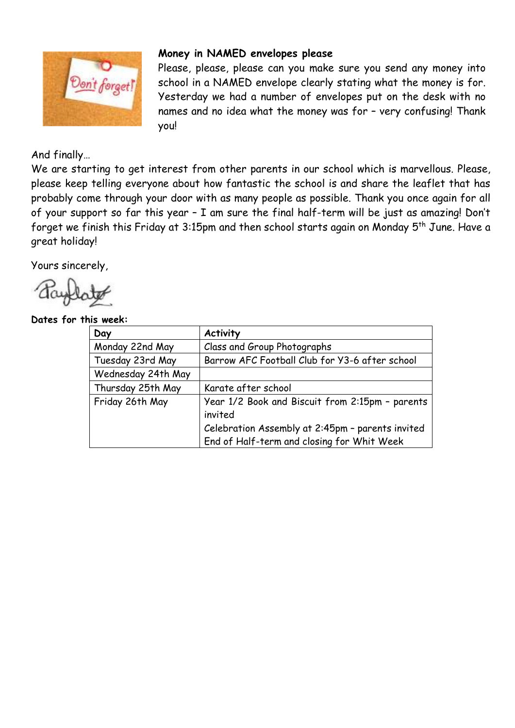**Money in NAMED envelopes please**

Please, please, please can you make sure you send any money into school in a NAMED envelope clearly stating what the money is for. Yesterday we had a number of envelopes put on the desk with no names and no idea what the money was for – very confusing! Thank you!

And finally…

We are starting to get interest from other parents in our school which is marvellous. Please, please keep telling everyone about how fantastic the school is and share the leaflet that has probably come through your door with as many people as possible. Thank you once again for all of your support so far this year – I am sure the final half-term will be just as amazing! Don't forget we finish this Friday at 3:15pm and then school starts again on Monday 5th June. Have a great holiday!

Yours sincerely,

**Dates for this week:**

| Day | Activity |
| --- | --- |
| Monday 22nd May | Class and Group Photographs |
| Tuesday 23rd May | Barrow AFC Football Club for Y3-6 after school |
| Wednesday 24th May | |
| Thursday 25th May | Karate after school |
| Friday 26th May | Year 1/2 Book and Biscuit from 2:15pm – parents invited<br>Celebration Assembly at 2:45pm – parents invited<br>End of Half-term and closing for Whit Week |